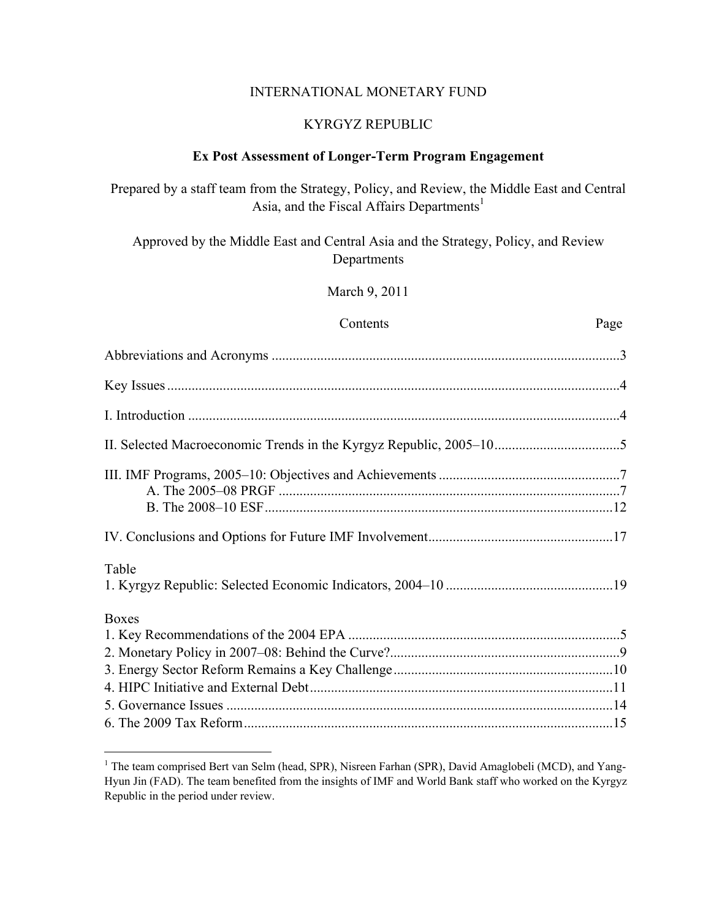INTERNATIONAL MONETARY FUND

KYRGYZ REPUBLIC

**Ex Post Assessment of Longer-Term Program Engagement**

Prepared by a staff team from the Strategy, Policy, and Review, the Middle East and Central Asia, and the Fiscal Affairs Departments[1]

Approved by the Middle East and Central Asia and the Strategy, Policy, and Review Departments

March 9, 2011

| Contents | Page |
|---|---|
| Abbreviations and Acronyms | 3 |
| Key Issues | 4 |
| I. Introduction | 4 |
| II. Selected Macroeconomic Trends in the Kyrgyz Republic, 2005–10 | 5 |
| III. IMF Programs, 2005–10: Objectives and Achievements | 7 |
| A. The 2005–08 PRGF | 7 |
| B. The 2008–10 ESF | 12 |
| IV. Conclusions and Options for Future IMF Involvement | 17 |
| **Table** | |
| 1. Kyrgyz Republic: Selected Economic Indicators, 2004–10 | 19 |
| **Boxes** | |
| 1. Key Recommendations of the 2004 EPA | 5 |
| 2. Monetary Policy in 2007–08: Behind the Curve? | 9 |
| 3. Energy Sector Reform Remains a Key Challenge | 10 |
| 4. HIPC Initiative and External Debt | 11 |
| 5. Governance Issues | 14 |
| 6. The 2009 Tax Reform | 15 |

[1] The team comprised Bert van Selm (head, SPR), Nisreen Farhan (SPR), David Amaglobeli (MCD), and Yang-Hyun Jin (FAD). The team benefited from the insights of IMF and World Bank staff who worked on the Kyrgyz Republic in the period under review.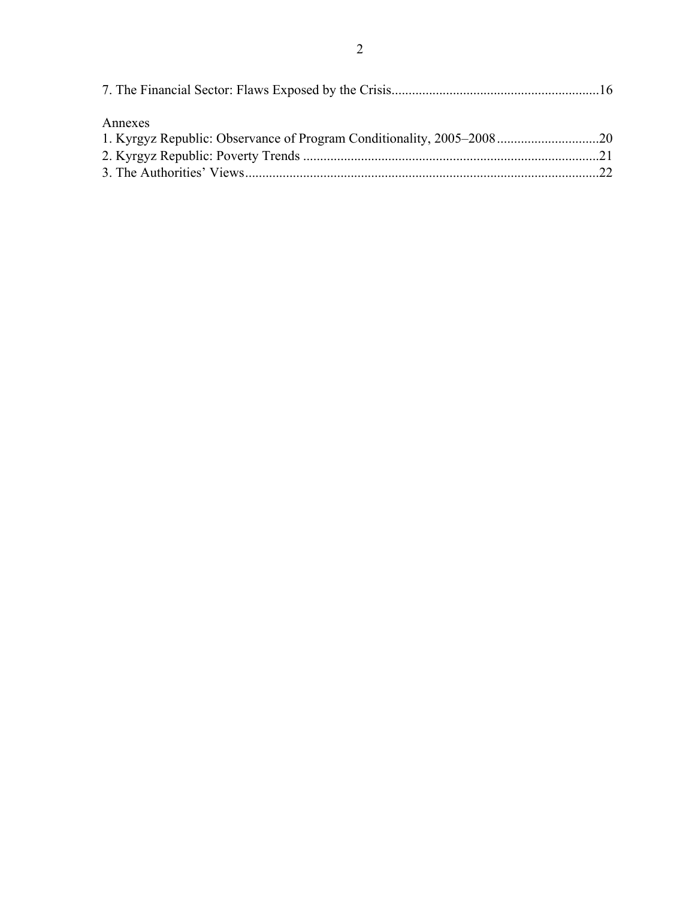7. The Financial Sector: Flaws Exposed by the Crisis............................................................16

Annexes

1. Kyrgyz Republic: Observance of Program Conditionality, 2005–2008..............................20
2. Kyrgyz Republic: Poverty Trends ........................................................................................21
3. The Authorities' Views..........................................................................................................22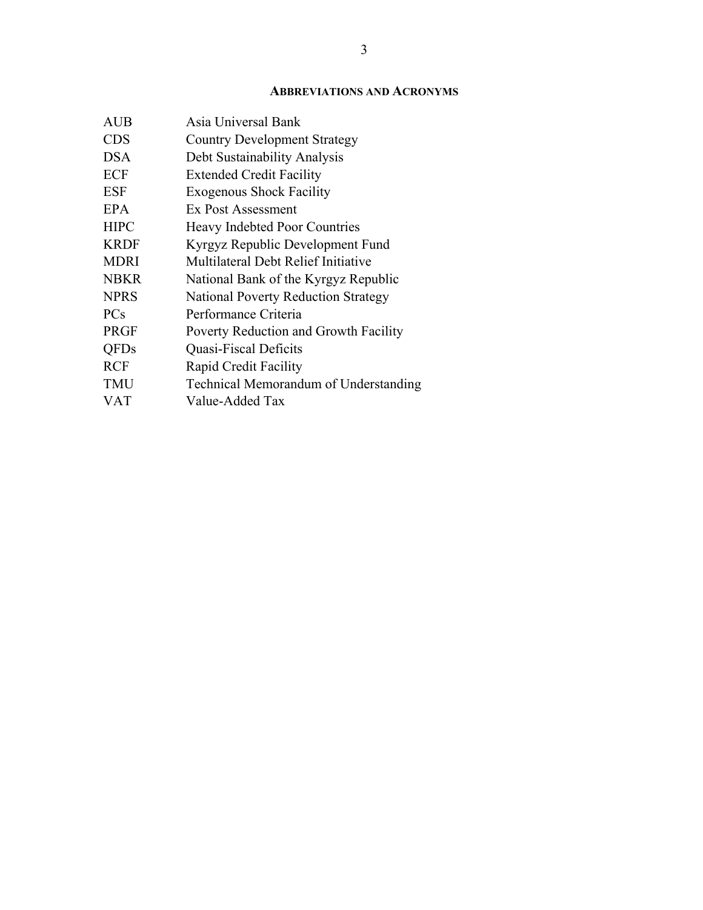## ABBREVIATIONS AND ACRONYMS

| | |
|---|---|
| AUB | Asia Universal Bank |
| CDS | Country Development Strategy |
| DSA | Debt Sustainability Analysis |
| ECF | Extended Credit Facility |
| ESF | Exogenous Shock Facility |
| EPA | Ex Post Assessment |
| HIPC | Heavy Indebted Poor Countries |
| KRDF | Kyrgyz Republic Development Fund |
| MDRI | Multilateral Debt Relief Initiative |
| NBKR | National Bank of the Kyrgyz Republic |
| NPRS | National Poverty Reduction Strategy |
| PCs | Performance Criteria |
| PRGF | Poverty Reduction and Growth Facility |
| QFDs | Quasi-Fiscal Deficits |
| RCF | Rapid Credit Facility |
| TMU | Technical Memorandum of Understanding |
| VAT | Value-Added Tax |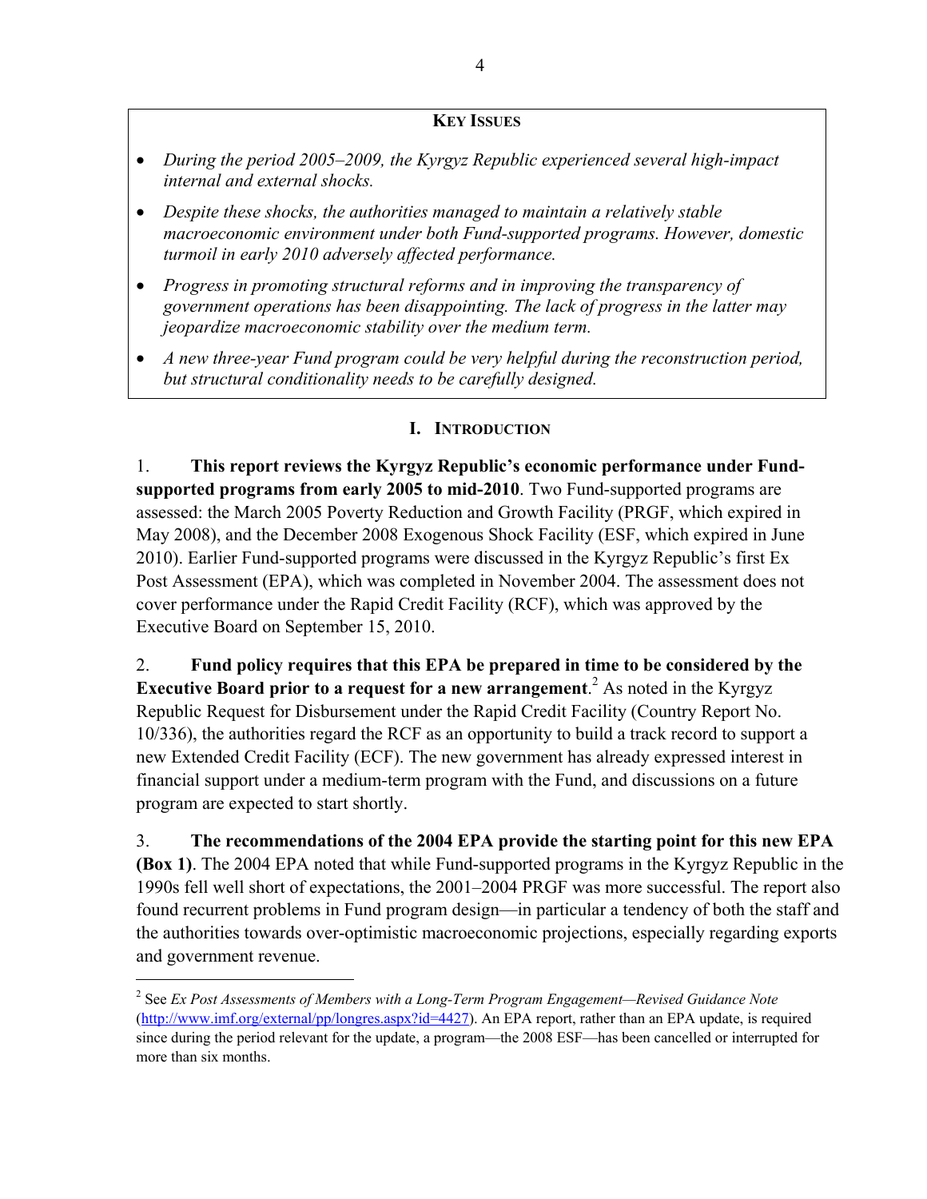**KEY ISSUES**

- *During the period 2005–2009, the Kyrgyz Republic experienced several high-impact internal and external shocks.*
- *Despite these shocks, the authorities managed to maintain a relatively stable macroeconomic environment under both Fund-supported programs. However, domestic turmoil in early 2010 adversely affected performance.*
- *Progress in promoting structural reforms and in improving the transparency of government operations has been disappointing. The lack of progress in the latter may jeopardize macroeconomic stability over the medium term.*
- *A new three-year Fund program could be very helpful during the reconstruction period, but structural conditionality needs to be carefully designed.*

## I. INTRODUCTION

1. **This report reviews the Kyrgyz Republic's economic performance under Fund-supported programs from early 2005 to mid-2010**. Two Fund-supported programs are assessed: the March 2005 Poverty Reduction and Growth Facility (PRGF, which expired in May 2008), and the December 2008 Exogenous Shock Facility (ESF, which expired in June 2010). Earlier Fund-supported programs were discussed in the Kyrgyz Republic's first Ex Post Assessment (EPA), which was completed in November 2004. The assessment does not cover performance under the Rapid Credit Facility (RCF), which was approved by the Executive Board on September 15, 2010.

2. **Fund policy requires that this EPA be prepared in time to be considered by the Executive Board prior to a request for a new arrangement**.[2] As noted in the Kyrgyz Republic Request for Disbursement under the Rapid Credit Facility (Country Report No. 10/336), the authorities regard the RCF as an opportunity to build a track record to support a new Extended Credit Facility (ECF). The new government has already expressed interest in financial support under a medium-term program with the Fund, and discussions on a future program are expected to start shortly.

3. **The recommendations of the 2004 EPA provide the starting point for this new EPA (Box 1)**. The 2004 EPA noted that while Fund-supported programs in the Kyrgyz Republic in the 1990s fell well short of expectations, the 2001–2004 PRGF was more successful. The report also found recurrent problems in Fund program design—in particular a tendency of both the staff and the authorities towards over-optimistic macroeconomic projections, especially regarding exports and government revenue.

---

[2] See *Ex Post Assessments of Members with a Long-Term Program Engagement—Revised Guidance Note* (http://www.imf.org/external/pp/longres.aspx?id=4427). An EPA report, rather than an EPA update, is required since during the period relevant for the update, a program—the 2008 ESF—has been cancelled or interrupted for more than six months.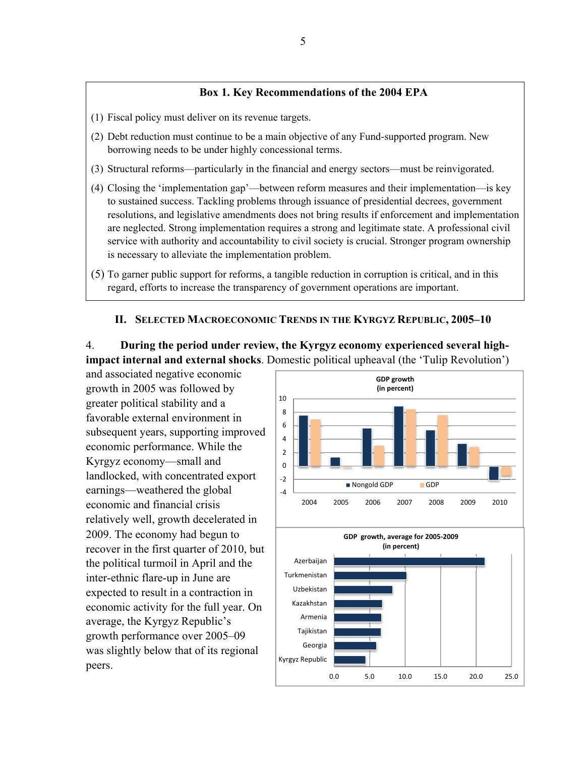**Box 1. Key Recommendations of the 2004 EPA**

(1) Fiscal policy must deliver on its revenue targets.

(2) Debt reduction must continue to be a main objective of any Fund-supported program. New borrowing needs to be under highly concessional terms.

(3) Structural reforms—particularly in the financial and energy sectors—must be reinvigorated.

(4) Closing the 'implementation gap'—between reform measures and their implementation—is key to sustained success. Tackling problems through issuance of presidential decrees, government resolutions, and legislative amendments does not bring results if enforcement and implementation are neglected. Strong implementation requires a strong and legitimate state. A professional civil service with authority and accountability to civil society is crucial. Stronger program ownership is necessary to alleviate the implementation problem.

(5) To garner public support for reforms, a tangible reduction in corruption is critical, and in this regard, efforts to increase the transparency of government operations are important.

## II. Selected Macroeconomic Trends in the Kyrgyz Republic, 2005–10

4. **During the period under review, the Kyrgyz economy experienced several high-impact internal and external shocks**. Domestic political upheaval (the 'Tulip Revolution') and associated negative economic growth in 2005 was followed by greater political stability and a favorable external environment in subsequent years, supporting improved economic performance. While the Kyrgyz economy—small and landlocked, with concentrated export earnings—weathered the global economic and financial crisis relatively well, growth decelerated in 2009. The economy had begun to recover in the first quarter of 2010, but the political turmoil in April and the inter-ethnic flare-up in June are expected to result in a contraction in economic activity for the full year. On average, the Kyrgyz Republic's growth performance over 2005–09 was slightly below that of its regional peers.

**GDP growth (in percent)**

Chart legend: Nongold GDP; GDP. Years: 2004, 2005, 2006, 2007, 2008, 2009, 2010. Y-axis: -4 to 10.

**GDP growth, average for 2005-2009 (in percent)**

Countries: Azerbaijan, Turkmenistan, Uzbekistan, Kazakhstan, Armenia, Tajikistan, Georgia, Kyrgyz Republic. X-axis: 0.0 to 25.0.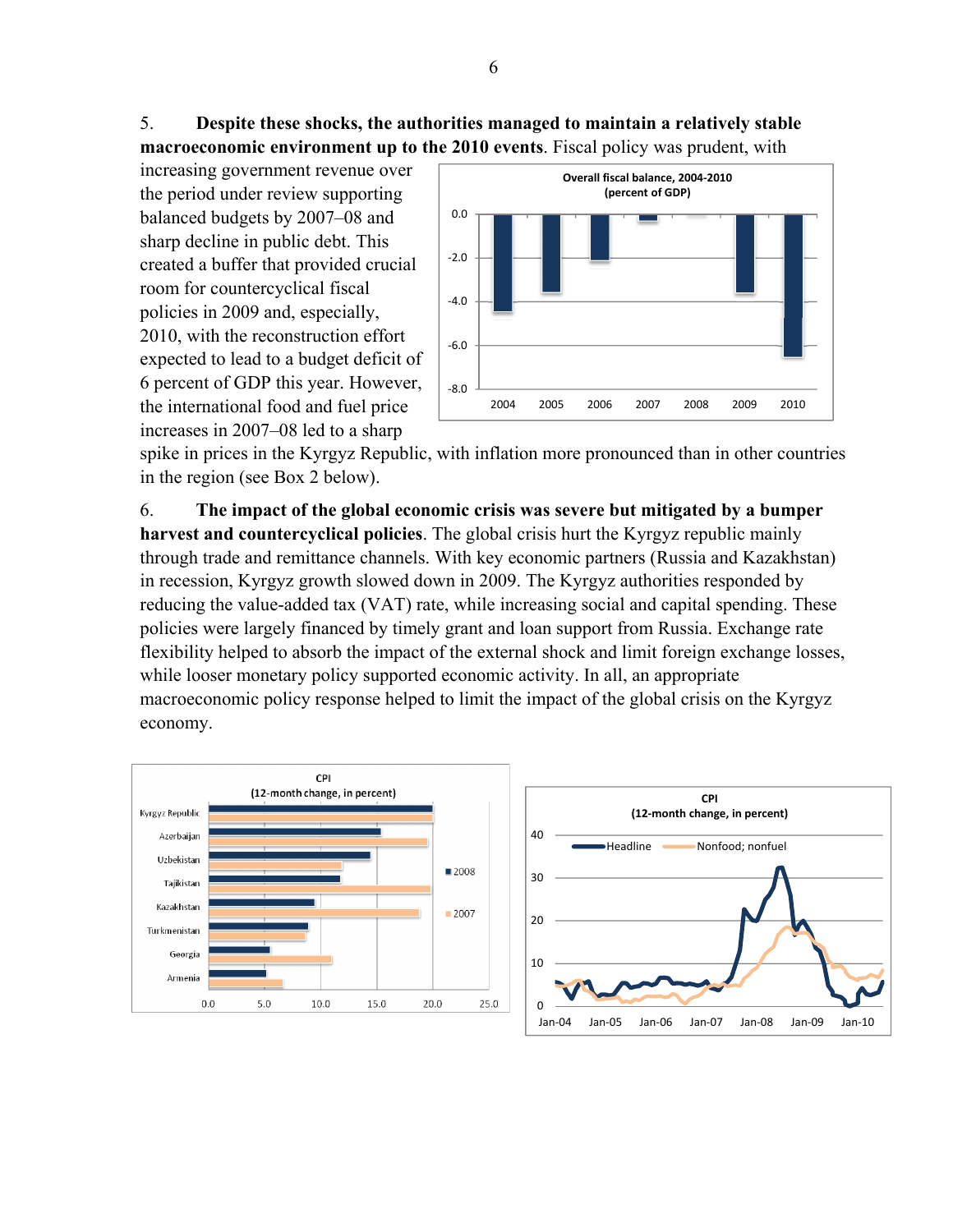5. **Despite these shocks, the authorities managed to maintain a relatively stable macroeconomic environment up to the 2010 events**. Fiscal policy was prudent, with increasing government revenue over the period under review supporting balanced budgets by 2007–08 and sharp decline in public debt. This created a buffer that provided crucial room for countercyclical fiscal policies in 2009 and, especially, 2010, with the reconstruction effort expected to lead to a budget deficit of 6 percent of GDP this year. However, the international food and fuel price increases in 2007–08 led to a sharp spike in prices in the Kyrgyz Republic, with inflation more pronounced than in other countries in the region (see Box 2 below).

Overall fiscal balance, 2004-2010
(percent of GDP)

6. **The impact of the global economic crisis was severe but mitigated by a bumper harvest and countercyclical policies**. The global crisis hurt the Kyrgyz republic mainly through trade and remittance channels. With key economic partners (Russia and Kazakhstan) in recession, Kyrgyz growth slowed down in 2009. The Kyrgyz authorities responded by reducing the value-added tax (VAT) rate, while increasing social and capital spending. These policies were largely financed by timely grant and loan support from Russia. Exchange rate flexibility helped to absorb the impact of the external shock and limit foreign exchange losses, while looser monetary policy supported economic activity. In all, an appropriate macroeconomic policy response helped to limit the impact of the global crisis on the Kyrgyz economy.

CPI
(12-month change, in percent)

CPI
(12-month change, in percent)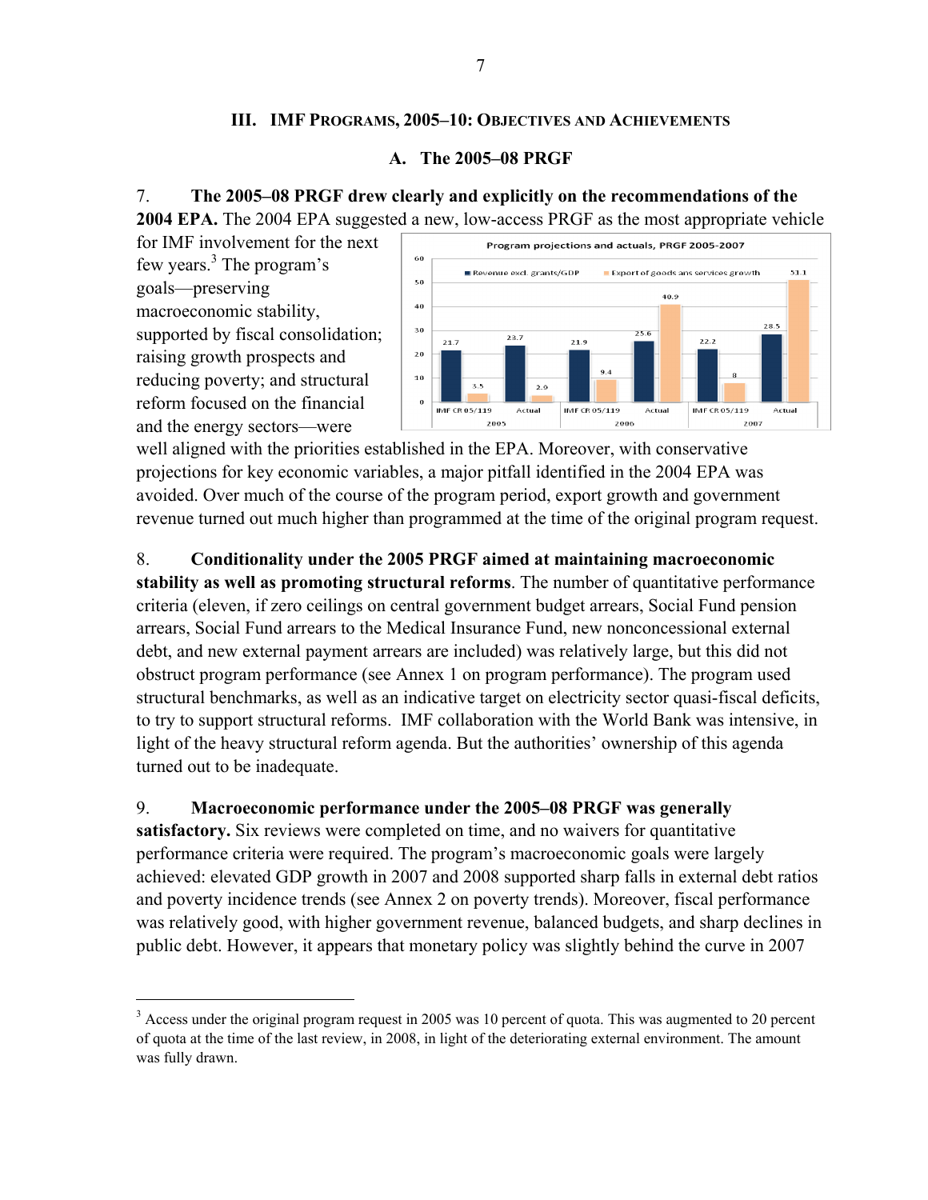## III. IMF Programs, 2005–10: Objectives and Achievements

### A. The 2005–08 PRGF

7. **The 2005–08 PRGF drew clearly and explicitly on the recommendations of the 2004 EPA.** The 2004 EPA suggested a new, low-access PRGF as the most appropriate vehicle for IMF involvement for the next few years.[3] The program's goals—preserving macroeconomic stability, supported by fiscal consolidation; raising growth prospects and reducing poverty; and structural reform focused on the financial and the energy sectors—were well aligned with the priorities established in the EPA. Moreover, with conservative projections for key economic variables, a major pitfall identified in the 2004 EPA was avoided. Over much of the course of the program period, export growth and government revenue turned out much higher than programmed at the time of the original program request.

**Program projections and actuals, PRGF 2005-2007**

| Year | Series | Revenue excl. grants/GDP | Export of goods ans services growth |
| --- | --- | --- | --- |
| 2005 | IMF CR 05/119 | 21.7 | 3.5 |
| 2005 | Actual | 23.7 | 2.9 |
| 2006 | IMF CR 05/119 | 21.9 | 9.4 |
| 2006 | Actual | 25.6 | 40.9 |
| 2007 | IMF CR 05/119 | 22.2 | 8 |
| 2007 | Actual | 28.5 | 51.1 |

8. **Conditionality under the 2005 PRGF aimed at maintaining macroeconomic stability as well as promoting structural reforms**. The number of quantitative performance criteria (eleven, if zero ceilings on central government budget arrears, Social Fund pension arrears, Social Fund arrears to the Medical Insurance Fund, new nonconcessional external debt, and new external payment arrears are included) was relatively large, but this did not obstruct program performance (see Annex 1 on program performance). The program used structural benchmarks, as well as an indicative target on electricity sector quasi-fiscal deficits, to try to support structural reforms. IMF collaboration with the World Bank was intensive, in light of the heavy structural reform agenda. But the authorities' ownership of this agenda turned out to be inadequate.

9. **Macroeconomic performance under the 2005–08 PRGF was generally satisfactory.** Six reviews were completed on time, and no waivers for quantitative performance criteria were required. The program's macroeconomic goals were largely achieved: elevated GDP growth in 2007 and 2008 supported sharp falls in external debt ratios and poverty incidence trends (see Annex 2 on poverty trends). Moreover, fiscal performance was relatively good, with higher government revenue, balanced budgets, and sharp declines in public debt. However, it appears that monetary policy was slightly behind the curve in 2007

---

[3] Access under the original program request in 2005 was 10 percent of quota. This was augmented to 20 percent of quota at the time of the last review, in 2008, in light of the deteriorating external environment. The amount was fully drawn.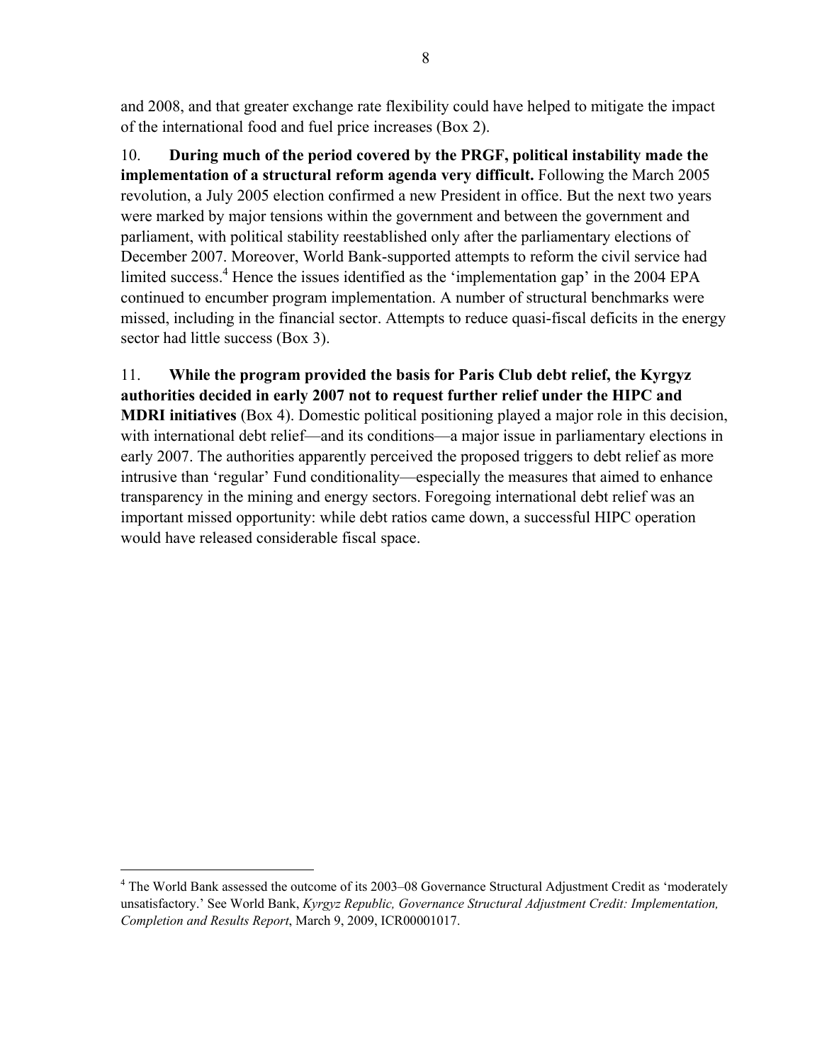and 2008, and that greater exchange rate flexibility could have helped to mitigate the impact of the international food and fuel price increases (Box 2).

10. **During much of the period covered by the PRGF, political instability made the implementation of a structural reform agenda very difficult.** Following the March 2005 revolution, a July 2005 election confirmed a new President in office. But the next two years were marked by major tensions within the government and between the government and parliament, with political stability reestablished only after the parliamentary elections of December 2007. Moreover, World Bank-supported attempts to reform the civil service had limited success.[4] Hence the issues identified as the 'implementation gap' in the 2004 EPA continued to encumber program implementation. A number of structural benchmarks were missed, including in the financial sector. Attempts to reduce quasi-fiscal deficits in the energy sector had little success (Box 3).

11. **While the program provided the basis for Paris Club debt relief, the Kyrgyz authorities decided in early 2007 not to request further relief under the HIPC and MDRI initiatives** (Box 4). Domestic political positioning played a major role in this decision, with international debt relief—and its conditions—a major issue in parliamentary elections in early 2007. The authorities apparently perceived the proposed triggers to debt relief as more intrusive than 'regular' Fund conditionality—especially the measures that aimed to enhance transparency in the mining and energy sectors. Foregoing international debt relief was an important missed opportunity: while debt ratios came down, a successful HIPC operation would have released considerable fiscal space.

---

[4] The World Bank assessed the outcome of its 2003–08 Governance Structural Adjustment Credit as 'moderately unsatisfactory.' See World Bank, *Kyrgyz Republic, Governance Structural Adjustment Credit: Implementation, Completion and Results Report*, March 9, 2009, ICR00001017.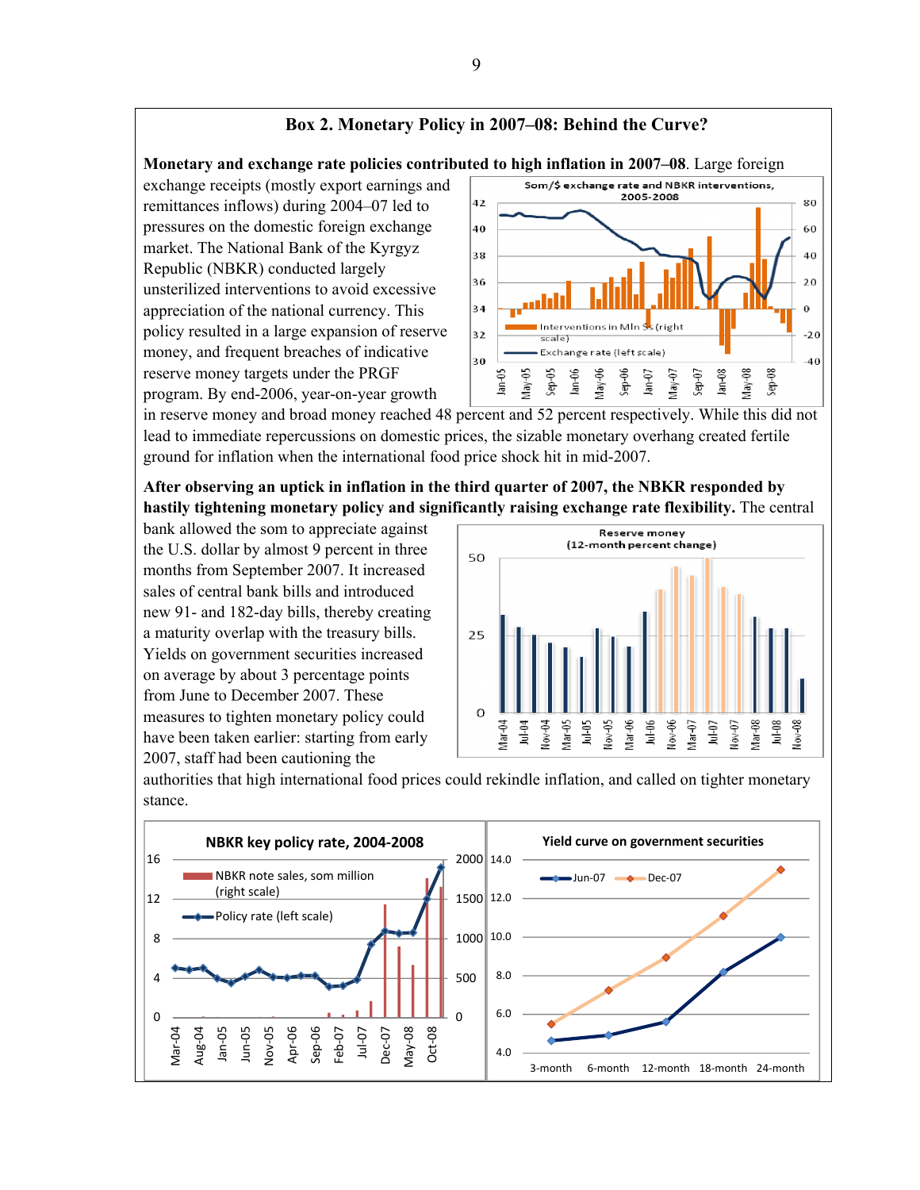## Box 2. Monetary Policy in 2007–08: Behind the Curve?

**Monetary and exchange rate policies contributed to high inflation in 2007–08**. Large foreign exchange receipts (mostly export earnings and remittances inflows) during 2004–07 led to pressures on the domestic foreign exchange market. The National Bank of the Kyrgyz Republic (NBKR) conducted largely unsterilized interventions to avoid excessive appreciation of the national currency. This policy resulted in a large expansion of reserve money, and frequent breaches of indicative reserve money targets under the PRGF program. By end-2006, year-on-year growth in reserve money and broad money reached 48 percent and 52 percent respectively. While this did not lead to immediate repercussions on domestic prices, the sizable monetary overhang created fertile ground for inflation when the international food price shock hit in mid-2007.

**After observing an uptick in inflation in the third quarter of 2007, the NBKR responded by hastily tightening monetary policy and significantly raising exchange rate flexibility.** The central bank allowed the som to appreciate against the U.S. dollar by almost 9 percent in three months from September 2007. It increased sales of central bank bills and introduced new 91- and 182-day bills, thereby creating a maturity overlap with the treasury bills. Yields on government securities increased on average by about 3 percentage points from June to December 2007. These measures to tighten monetary policy could have been taken earlier: starting from early 2007, staff had been cautioning the authorities that high international food prices could rekindle inflation, and called on tighter monetary stance.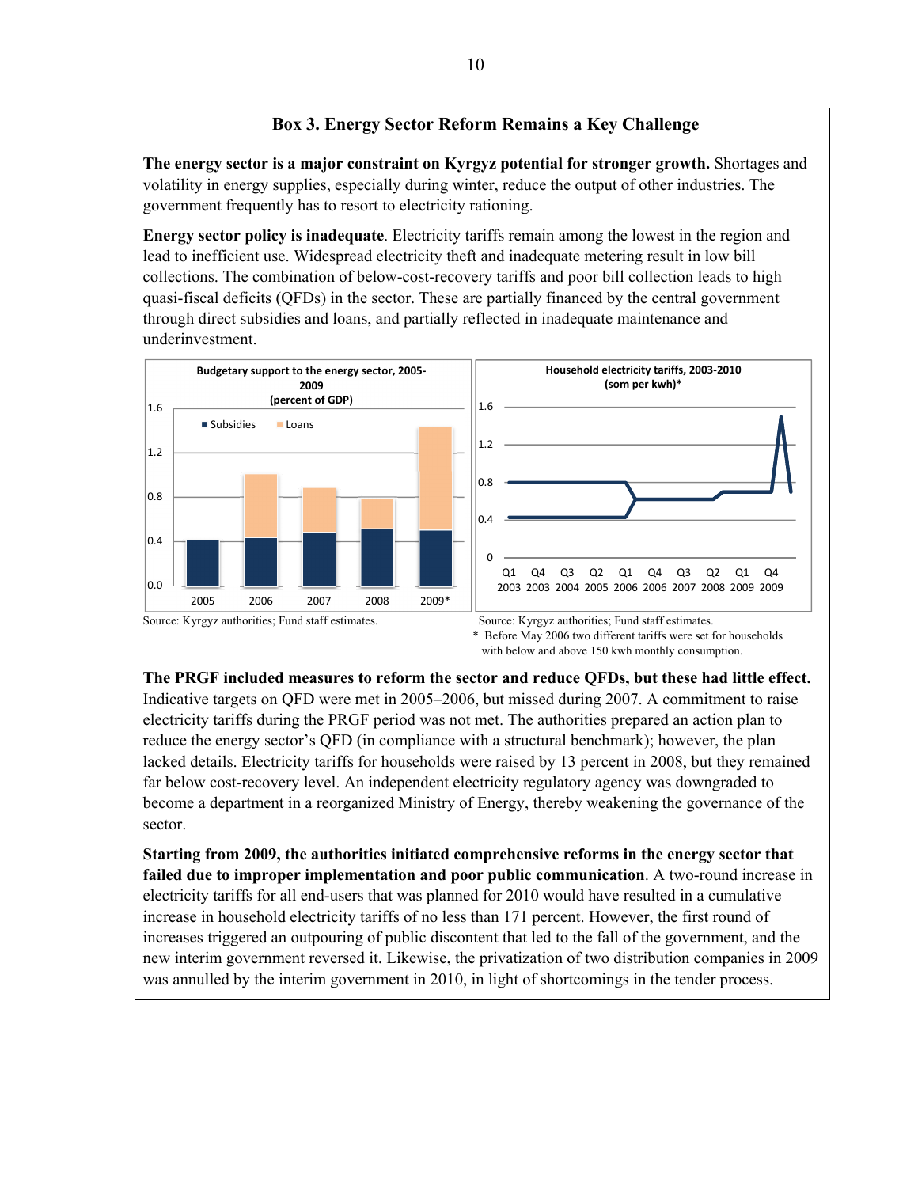### Box 3. Energy Sector Reform Remains a Key Challenge

**The energy sector is a major constraint on Kyrgyz potential for stronger growth.** Shortages and volatility in energy supplies, especially during winter, reduce the output of other industries. The government frequently has to resort to electricity rationing.

**Energy sector policy is inadequate**. Electricity tariffs remain among the lowest in the region and lead to inefficient use. Widespread electricity theft and inadequate metering result in low bill collections. The combination of below-cost-recovery tariffs and poor bill collection leads to high quasi-fiscal deficits (QFDs) in the sector. These are partially financed by the central government through direct subsidies and loans, and partially reflected in inadequate maintenance and underinvestment.

**Budgetary support to the energy sector, 2005-2009 (percent of GDP)**

Source: Kyrgyz authorities; Fund staff estimates.

**Household electricity tariffs, 2003-2010 (som per kwh)***

Source: Kyrgyz authorities; Fund staff estimates.

\* Before May 2006 two different tariffs were set for households with below and above 150 kwh monthly consumption.

**The PRGF included measures to reform the sector and reduce QFDs, but these had little effect.** Indicative targets on QFD were met in 2005–2006, but missed during 2007. A commitment to raise electricity tariffs during the PRGF period was not met. The authorities prepared an action plan to reduce the energy sector's QFD (in compliance with a structural benchmark); however, the plan lacked details. Electricity tariffs for households were raised by 13 percent in 2008, but they remained far below cost-recovery level. An independent electricity regulatory agency was downgraded to become a department in a reorganized Ministry of Energy, thereby weakening the governance of the sector.

**Starting from 2009, the authorities initiated comprehensive reforms in the energy sector that failed due to improper implementation and poor public communication**. A two-round increase in electricity tariffs for all end-users that was planned for 2010 would have resulted in a cumulative increase in household electricity tariffs of no less than 171 percent. However, the first round of increases triggered an outpouring of public discontent that led to the fall of the government, and the new interim government reversed it. Likewise, the privatization of two distribution companies in 2009 was annulled by the interim government in 2010, in light of shortcomings in the tender process.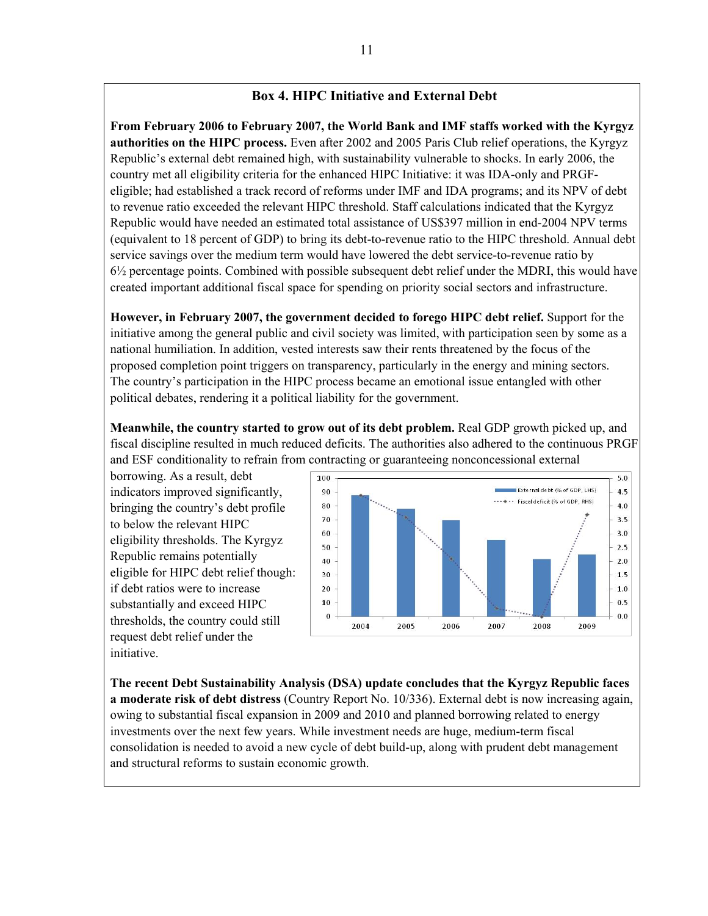## Box 4. HIPC Initiative and External Debt

**From February 2006 to February 2007, the World Bank and IMF staffs worked with the Kyrgyz authorities on the HIPC process.** Even after 2002 and 2005 Paris Club relief operations, the Kyrgyz Republic's external debt remained high, with sustainability vulnerable to shocks. In early 2006, the country met all eligibility criteria for the enhanced HIPC Initiative: it was IDA-only and PRGF-eligible; had established a track record of reforms under IMF and IDA programs; and its NPV of debt to revenue ratio exceeded the relevant HIPC threshold. Staff calculations indicated that the Kyrgyz Republic would have needed an estimated total assistance of US$397 million in end-2004 NPV terms (equivalent to 18 percent of GDP) to bring its debt-to-revenue ratio to the HIPC threshold. Annual debt service savings over the medium term would have lowered the debt service-to-revenue ratio by 6½ percentage points. Combined with possible subsequent debt relief under the MDRI, this would have created important additional fiscal space for spending on priority social sectors and infrastructure.

**However, in February 2007, the government decided to forego HIPC debt relief.** Support for the initiative among the general public and civil society was limited, with participation seen by some as a national humiliation. In addition, vested interests saw their rents threatened by the focus of the proposed completion point triggers on transparency, particularly in the energy and mining sectors. The country's participation in the HIPC process became an emotional issue entangled with other political debates, rendering it a political liability for the government.

**Meanwhile, the country started to grow out of its debt problem.** Real GDP growth picked up, and fiscal discipline resulted in much reduced deficits. The authorities also adhered to the continuous PRGF and ESF conditionality to refrain from contracting or guaranteeing nonconcessional external borrowing. As a result, debt indicators improved significantly, bringing the country's debt profile to below the relevant HIPC eligibility thresholds. The Kyrgyz Republic remains potentially eligible for HIPC debt relief though: if debt ratios were to increase substantially and exceed HIPC thresholds, the country could still request debt relief under the initiative.

**The recent Debt Sustainability Analysis (DSA) update concludes that the Kyrgyz Republic faces a moderate risk of debt distress** (Country Report No. 10/336). External debt is now increasing again, owing to substantial fiscal expansion in 2009 and 2010 and planned borrowing related to energy investments over the next few years. While investment needs are huge, medium-term fiscal consolidation is needed to avoid a new cycle of debt build-up, along with prudent debt management and structural reforms to sustain economic growth.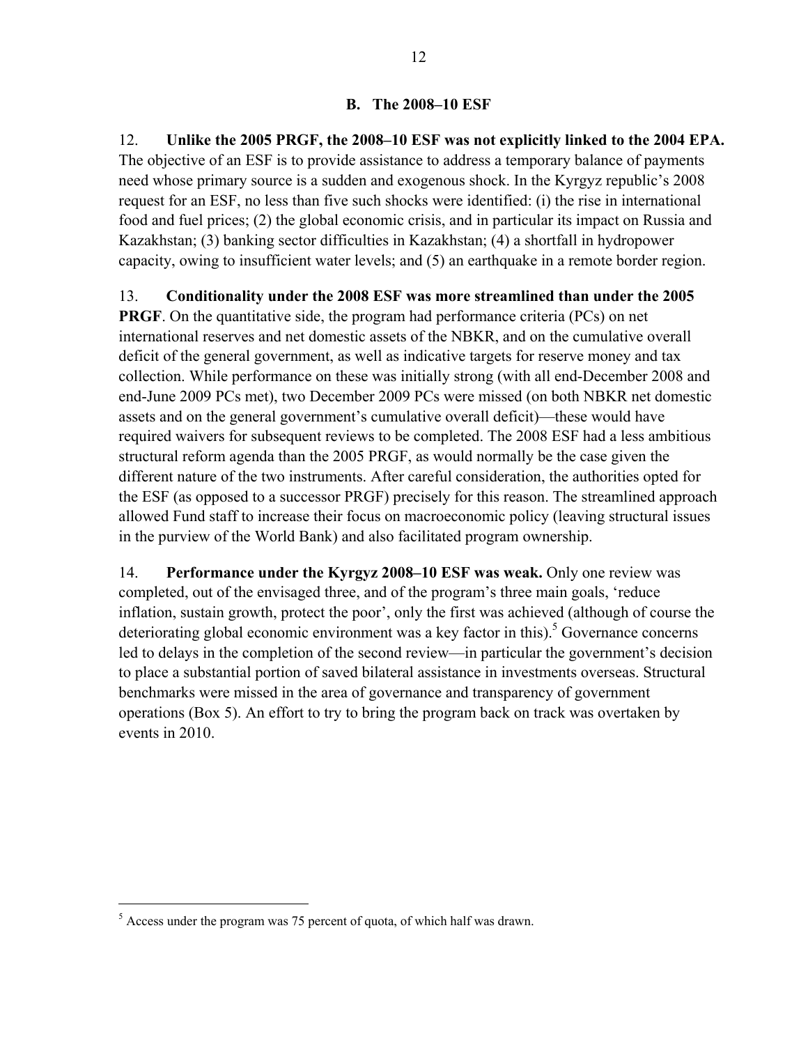## B. The 2008–10 ESF

12. **Unlike the 2005 PRGF, the 2008–10 ESF was not explicitly linked to the 2004 EPA.** The objective of an ESF is to provide assistance to address a temporary balance of payments need whose primary source is a sudden and exogenous shock. In the Kyrgyz republic's 2008 request for an ESF, no less than five such shocks were identified: (i) the rise in international food and fuel prices; (2) the global economic crisis, and in particular its impact on Russia and Kazakhstan; (3) banking sector difficulties in Kazakhstan; (4) a shortfall in hydropower capacity, owing to insufficient water levels; and (5) an earthquake in a remote border region.

13. **Conditionality under the 2008 ESF was more streamlined than under the 2005 PRGF**. On the quantitative side, the program had performance criteria (PCs) on net international reserves and net domestic assets of the NBKR, and on the cumulative overall deficit of the general government, as well as indicative targets for reserve money and tax collection. While performance on these was initially strong (with all end-December 2008 and end-June 2009 PCs met), two December 2009 PCs were missed (on both NBKR net domestic assets and on the general government's cumulative overall deficit)—these would have required waivers for subsequent reviews to be completed. The 2008 ESF had a less ambitious structural reform agenda than the 2005 PRGF, as would normally be the case given the different nature of the two instruments. After careful consideration, the authorities opted for the ESF (as opposed to a successor PRGF) precisely for this reason. The streamlined approach allowed Fund staff to increase their focus on macroeconomic policy (leaving structural issues in the purview of the World Bank) and also facilitated program ownership.

14. **Performance under the Kyrgyz 2008–10 ESF was weak.** Only one review was completed, out of the envisaged three, and of the program's three main goals, 'reduce inflation, sustain growth, protect the poor', only the first was achieved (although of course the deteriorating global economic environment was a key factor in this).[5] Governance concerns led to delays in the completion of the second review—in particular the government's decision to place a substantial portion of saved bilateral assistance in investments overseas. Structural benchmarks were missed in the area of governance and transparency of government operations (Box 5). An effort to try to bring the program back on track was overtaken by events in 2010.

---

[5] Access under the program was 75 percent of quota, of which half was drawn.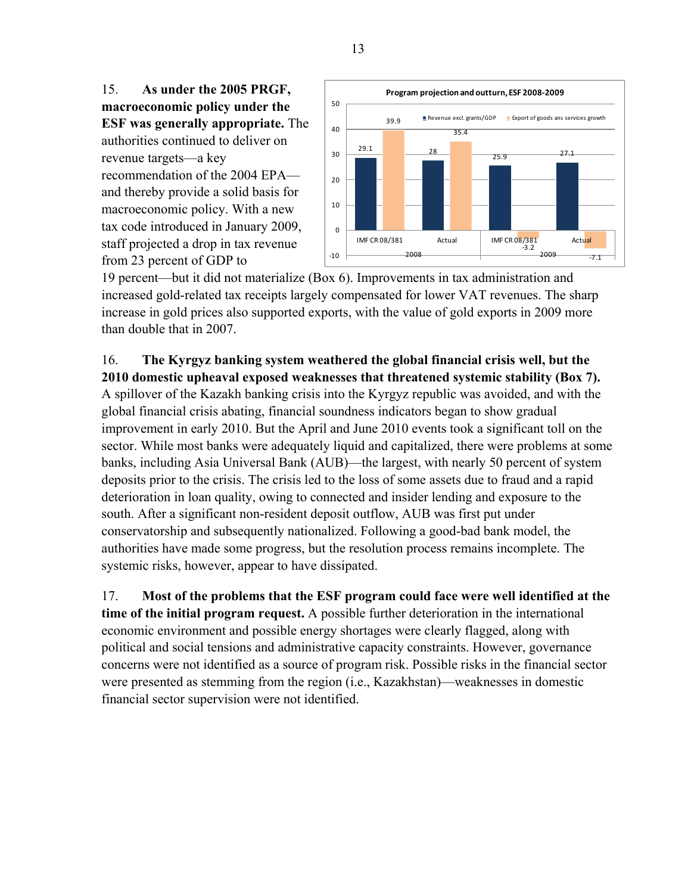15. **As under the 2005 PRGF, macroeconomic policy under the ESF was generally appropriate.** The authorities continued to deliver on revenue targets—a key recommendation of the 2004 EPA—and thereby provide a solid basis for macroeconomic policy. With a new tax code introduced in January 2009, staff projected a drop in tax revenue from 23 percent of GDP to 19 percent—but it did not materialize (Box 6). Improvements in tax administration and increased gold-related tax receipts largely compensated for lower VAT revenues. The sharp increase in gold prices also supported exports, with the value of gold exports in 2009 more than double that in 2007.

**Program projection and outturn, ESF 2008-2009**

| | 2008 | | 2009 | |
|---|---|---|---|---|
| | IMF CR 08/381 | Actual | IMF CR 08/381 | Actual |
| Revenue excl. grants/GDP | 29.1 | 28 | 25.9 | 27.1 |
| Export of goods ans services growth | 39.9 | 35.4 | -3.2 | -7.1 |

16. **The Kyrgyz banking system weathered the global financial crisis well, but the 2010 domestic upheaval exposed weaknesses that threatened systemic stability (Box 7).** A spillover of the Kazakh banking crisis into the Kyrgyz republic was avoided, and with the global financial crisis abating, financial soundness indicators began to show gradual improvement in early 2010. But the April and June 2010 events took a significant toll on the sector. While most banks were adequately liquid and capitalized, there were problems at some banks, including Asia Universal Bank (AUB)—the largest, with nearly 50 percent of system deposits prior to the crisis. The crisis led to the loss of some assets due to fraud and a rapid deterioration in loan quality, owing to connected and insider lending and exposure to the south. After a significant non-resident deposit outflow, AUB was first put under conservatorship and subsequently nationalized. Following a good-bad bank model, the authorities have made some progress, but the resolution process remains incomplete. The systemic risks, however, appear to have dissipated.

17. **Most of the problems that the ESF program could face were well identified at the time of the initial program request.** A possible further deterioration in the international economic environment and possible energy shortages were clearly flagged, along with political and social tensions and administrative capacity constraints. However, governance concerns were not identified as a source of program risk. Possible risks in the financial sector were presented as stemming from the region (i.e., Kazakhstan)—weaknesses in domestic financial sector supervision were not identified.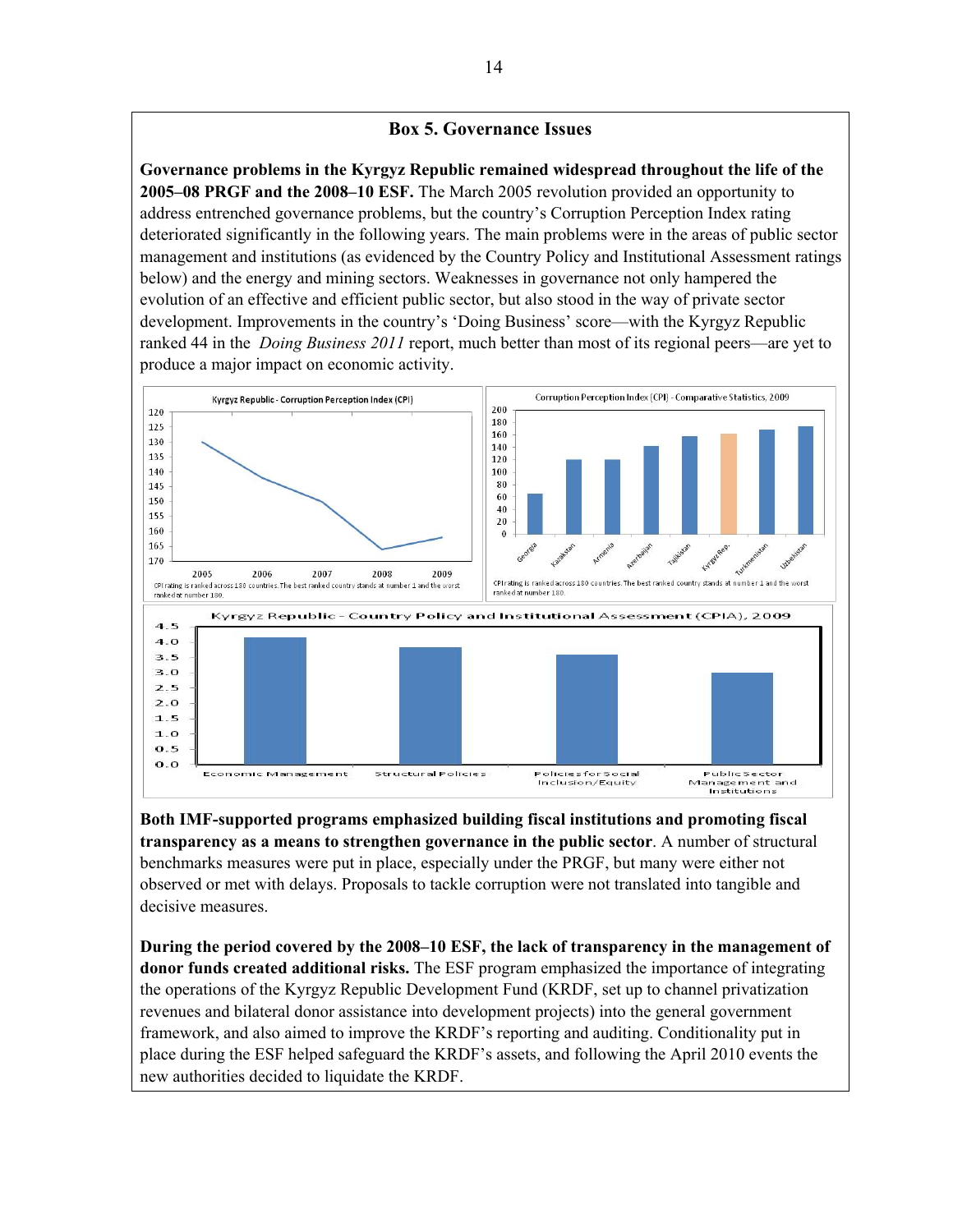## Box 5. Governance Issues

**Governance problems in the Kyrgyz Republic remained widespread throughout the life of the 2005–08 PRGF and the 2008–10 ESF.** The March 2005 revolution provided an opportunity to address entrenched governance problems, but the country's Corruption Perception Index rating deteriorated significantly in the following years. The main problems were in the areas of public sector management and institutions (as evidenced by the Country Policy and Institutional Assessment ratings below) and the energy and mining sectors. Weaknesses in governance not only hampered the evolution of an effective and efficient public sector, but also stood in the way of private sector development. Improvements in the country's 'Doing Business' score—with the Kyrgyz Republic ranked 44 in the *Doing Business 2011* report, much better than most of its regional peers—are yet to produce a major impact on economic activity.

Kyrgyz Republic - Corruption Perception Index (CPI)

CPI rating is ranked across 180 countries. The best ranked country stands at number 1 and the worst ranked at number 180.

Corruption Perception Index (CPI) - Comparative Statistics, 2009

CPI rating is ranked across 180 countries. The best ranked country stands at number 1 and the worst ranked at number 180.

Kyrgyz Republic - Country Policy and Institutional Assessment (CPIA), 2009

**Both IMF-supported programs emphasized building fiscal institutions and promoting fiscal transparency as a means to strengthen governance in the public sector**. A number of structural benchmarks measures were put in place, especially under the PRGF, but many were either not observed or met with delays. Proposals to tackle corruption were not translated into tangible and decisive measures.

**During the period covered by the 2008–10 ESF, the lack of transparency in the management of donor funds created additional risks.** The ESF program emphasized the importance of integrating the operations of the Kyrgyz Republic Development Fund (KRDF, set up to channel privatization revenues and bilateral donor assistance into development projects) into the general government framework, and also aimed to improve the KRDF's reporting and auditing. Conditionality put in place during the ESF helped safeguard the KRDF's assets, and following the April 2010 events the new authorities decided to liquidate the KRDF.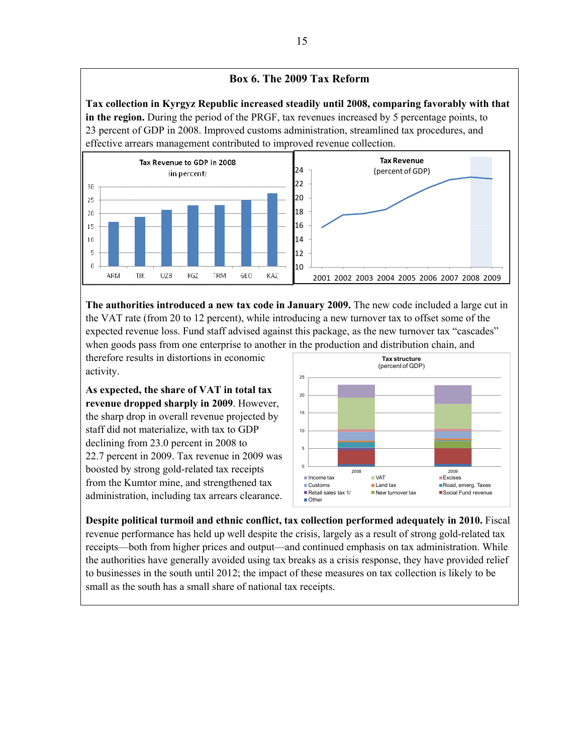## Box 6. The 2009 Tax Reform

**Tax collection in Kyrgyz Republic increased steadily until 2008, comparing favorably with that in the region.** During the period of the PRGF, tax revenues increased by 5 percentage points, to 23 percent of GDP in 2008. Improved customs administration, streamlined tax procedures, and effective arrears management contributed to improved revenue collection.

**The authorities introduced a new tax code in January 2009.** The new code included a large cut in the VAT rate (from 20 to 12 percent), while introducing a new turnover tax to offset some of the expected revenue loss. Fund staff advised against this package, as the new turnover tax "cascades" when goods pass from one enterprise to another in the production and distribution chain, and therefore results in distortions in economic activity.

**As expected, the share of VAT in total tax revenue dropped sharply in 2009**. However, the sharp drop in overall revenue projected by staff did not materialize, with tax to GDP declining from 23.0 percent in 2008 to 22.7 percent in 2009. Tax revenue in 2009 was boosted by strong gold-related tax receipts from the Kumtor mine, and strengthened tax administration, including tax arrears clearance.

**Despite political turmoil and ethnic conflict, tax collection performed adequately in 2010.** Fiscal revenue performance has held up well despite the crisis, largely as a result of strong gold-related tax receipts—both from higher prices and output—and continued emphasis on tax administration. While the authorities have generally avoided using tax breaks as a crisis response, they have provided relief to businesses in the south until 2012; the impact of these measures on tax collection is likely to be small as the south has a small share of national tax receipts.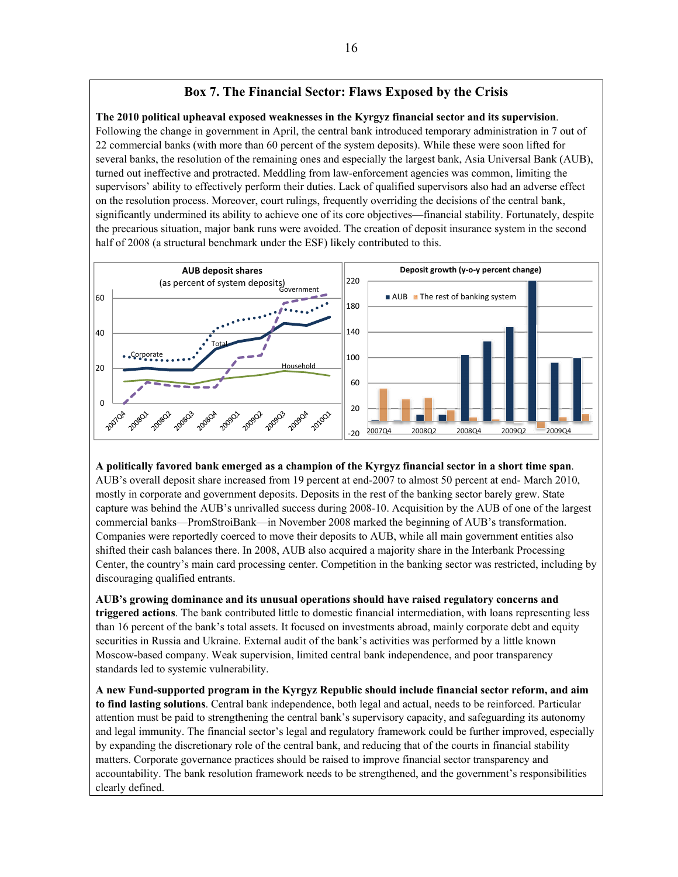## Box 7. The Financial Sector: Flaws Exposed by the Crisis

**The 2010 political upheaval exposed weaknesses in the Kyrgyz financial sector and its supervision**. Following the change in government in April, the central bank introduced temporary administration in 7 out of 22 commercial banks (with more than 60 percent of the system deposits). While these were soon lifted for several banks, the resolution of the remaining ones and especially the largest bank, Asia Universal Bank (AUB), turned out ineffective and protracted. Meddling from law-enforcement agencies was common, limiting the supervisors' ability to effectively perform their duties. Lack of qualified supervisors also had an adverse effect on the resolution process. Moreover, court rulings, frequently overriding the decisions of the central bank, significantly undermined its ability to achieve one of its core objectives—financial stability. Fortunately, despite the precarious situation, major bank runs were avoided. The creation of deposit insurance system in the second half of 2008 (a structural benchmark under the ESF) likely contributed to this.

**AUB deposit shares** (as percent of system deposits)

**Deposit growth (y-o-y percent change)**

**A politically favored bank emerged as a champion of the Kyrgyz financial sector in a short time span**. AUB's overall deposit share increased from 19 percent at end-2007 to almost 50 percent at end- March 2010, mostly in corporate and government deposits. Deposits in the rest of the banking sector barely grew. State capture was behind the AUB's unrivalled success during 2008-10. Acquisition by the AUB of one of the largest commercial banks—PromStroiBank—in November 2008 marked the beginning of AUB's transformation. Companies were reportedly coerced to move their deposits to AUB, while all main government entities also shifted their cash balances there. In 2008, AUB also acquired a majority share in the Interbank Processing Center, the country's main card processing center. Competition in the banking sector was restricted, including by discouraging qualified entrants.

**AUB's growing dominance and its unusual operations should have raised regulatory concerns and triggered actions**. The bank contributed little to domestic financial intermediation, with loans representing less than 16 percent of the bank's total assets. It focused on investments abroad, mainly corporate debt and equity securities in Russia and Ukraine. External audit of the bank's activities was performed by a little known Moscow-based company. Weak supervision, limited central bank independence, and poor transparency standards led to systemic vulnerability.

**A new Fund-supported program in the Kyrgyz Republic should include financial sector reform, and aim to find lasting solutions**. Central bank independence, both legal and actual, needs to be reinforced. Particular attention must be paid to strengthening the central bank's supervisory capacity, and safeguarding its autonomy and legal immunity. The financial sector's legal and regulatory framework could be further improved, especially by expanding the discretionary role of the central bank, and reducing that of the courts in financial stability matters. Corporate governance practices should be raised to improve financial sector transparency and accountability. The bank resolution framework needs to be strengthened, and the government's responsibilities clearly defined.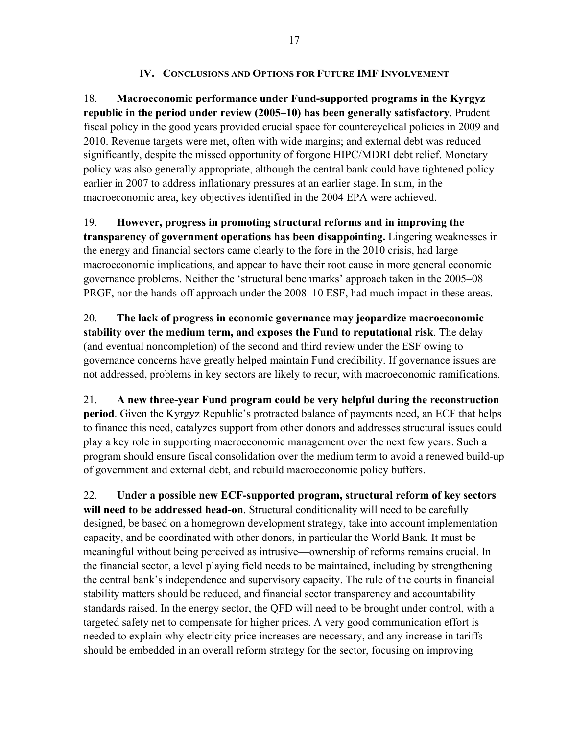## IV. Conclusions and Options for Future IMF Involvement

18. **Macroeconomic performance under Fund-supported programs in the Kyrgyz republic in the period under review (2005–10) has been generally satisfactory**. Prudent fiscal policy in the good years provided crucial space for countercyclical policies in 2009 and 2010. Revenue targets were met, often with wide margins; and external debt was reduced significantly, despite the missed opportunity of forgone HIPC/MDRI debt relief. Monetary policy was also generally appropriate, although the central bank could have tightened policy earlier in 2007 to address inflationary pressures at an earlier stage. In sum, in the macroeconomic area, key objectives identified in the 2004 EPA were achieved.

19. **However, progress in promoting structural reforms and in improving the transparency of government operations has been disappointing.** Lingering weaknesses in the energy and financial sectors came clearly to the fore in the 2010 crisis, had large macroeconomic implications, and appear to have their root cause in more general economic governance problems. Neither the 'structural benchmarks' approach taken in the 2005–08 PRGF, nor the hands-off approach under the 2008–10 ESF, had much impact in these areas.

20. **The lack of progress in economic governance may jeopardize macroeconomic stability over the medium term, and exposes the Fund to reputational risk**. The delay (and eventual noncompletion) of the second and third review under the ESF owing to governance concerns have greatly helped maintain Fund credibility. If governance issues are not addressed, problems in key sectors are likely to recur, with macroeconomic ramifications.

21. **A new three-year Fund program could be very helpful during the reconstruction period**. Given the Kyrgyz Republic's protracted balance of payments need, an ECF that helps to finance this need, catalyzes support from other donors and addresses structural issues could play a key role in supporting macroeconomic management over the next few years. Such a program should ensure fiscal consolidation over the medium term to avoid a renewed build-up of government and external debt, and rebuild macroeconomic policy buffers.

22. **Under a possible new ECF-supported program, structural reform of key sectors will need to be addressed head-on**. Structural conditionality will need to be carefully designed, be based on a homegrown development strategy, take into account implementation capacity, and be coordinated with other donors, in particular the World Bank. It must be meaningful without being perceived as intrusive—ownership of reforms remains crucial. In the financial sector, a level playing field needs to be maintained, including by strengthening the central bank's independence and supervisory capacity. The rule of the courts in financial stability matters should be reduced, and financial sector transparency and accountability standards raised. In the energy sector, the QFD will need to be brought under control, with a targeted safety net to compensate for higher prices. A very good communication effort is needed to explain why electricity price increases are necessary, and any increase in tariffs should be embedded in an overall reform strategy for the sector, focusing on improving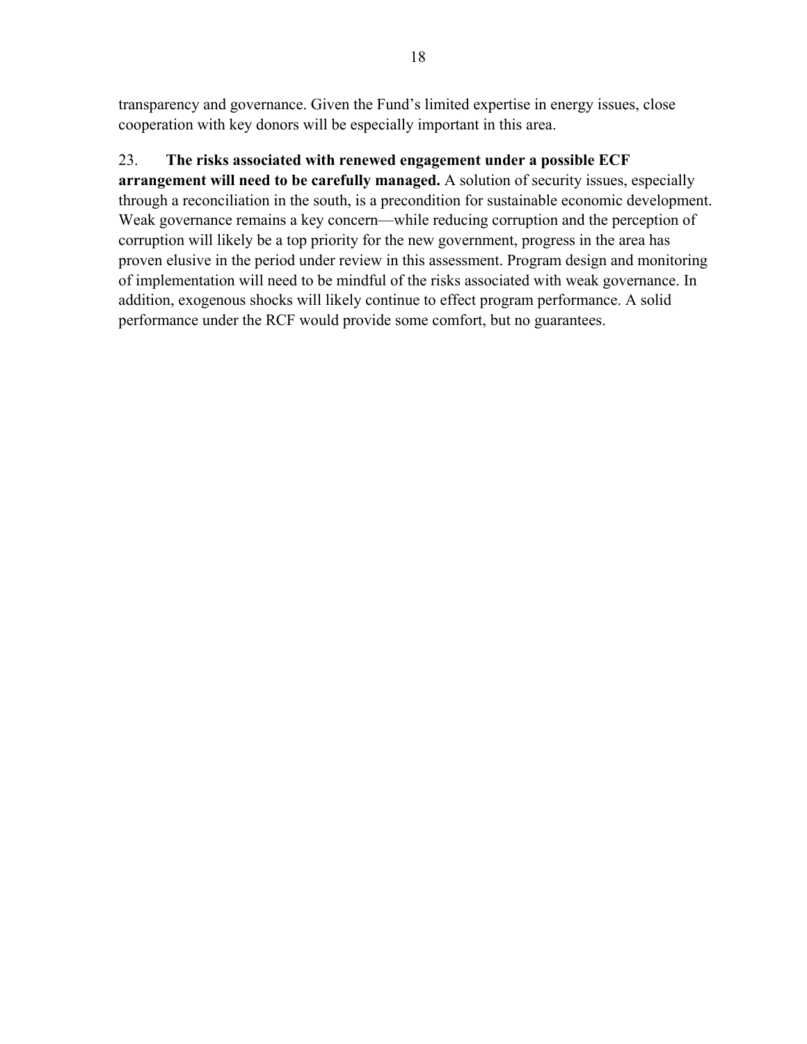transparency and governance. Given the Fund's limited expertise in energy issues, close cooperation with key donors will be especially important in this area.

23. **The risks associated with renewed engagement under a possible ECF arrangement will need to be carefully managed.** A solution of security issues, especially through a reconciliation in the south, is a precondition for sustainable economic development. Weak governance remains a key concern—while reducing corruption and the perception of corruption will likely be a top priority for the new government, progress in the area has proven elusive in the period under review in this assessment. Program design and monitoring of implementation will need to be mindful of the risks associated with weak governance. In addition, exogenous shocks will likely continue to effect program performance. A solid performance under the RCF would provide some comfort, but no guarantees.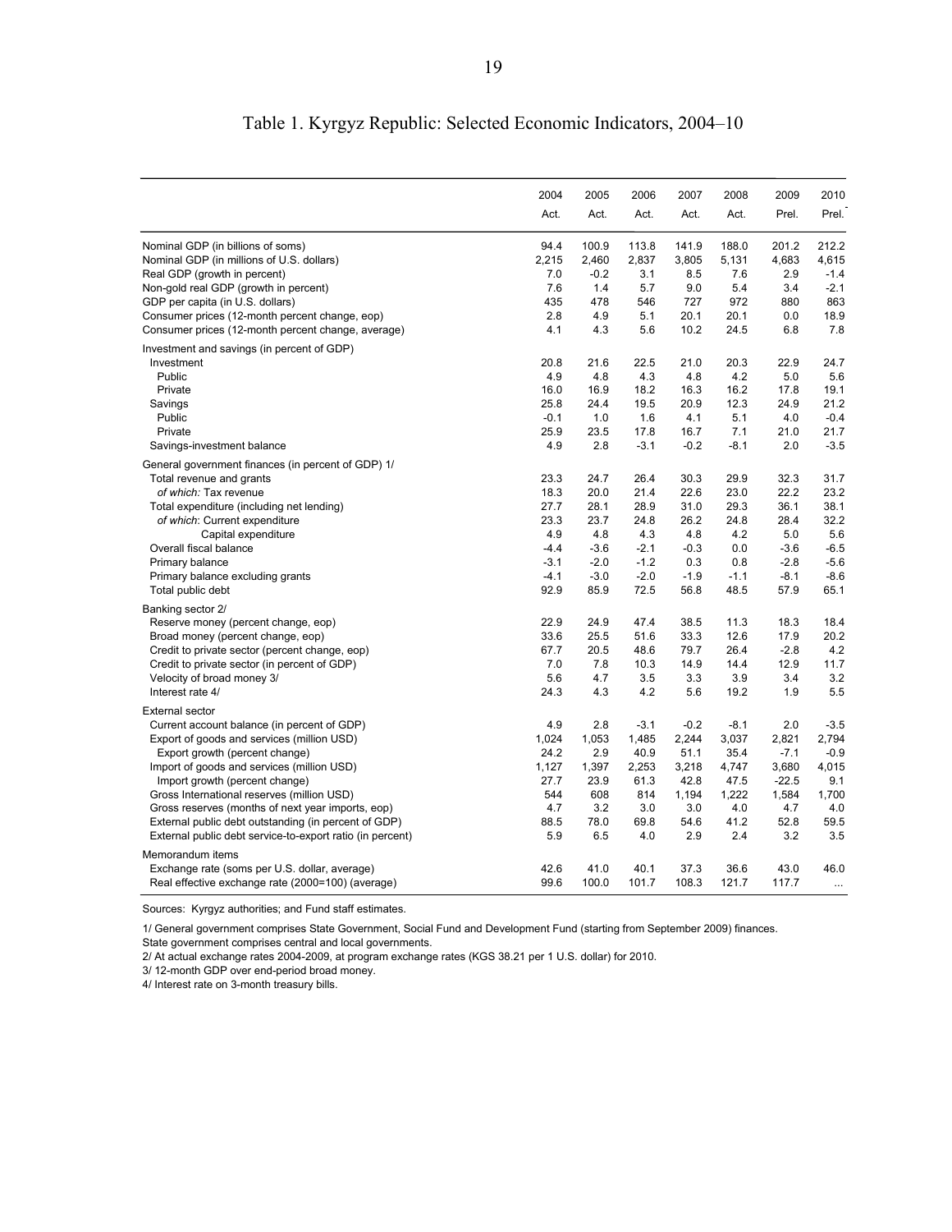# Table 1. Kyrgyz Republic: Selected Economic Indicators, 2004–10

| | 2004 | 2005 | 2006 | 2007 | 2008 | 2009 | 2010 |
|---|---|---|---|---|---|---|---|
| | Act. | Act. | Act. | Act. | Act. | Prel. | Prel. |
| Nominal GDP (in billions of soms) | 94.4 | 100.9 | 113.8 | 141.9 | 188.0 | 201.2 | 212.2 |
| Nominal GDP (in millions of U.S. dollars) | 2,215 | 2,460 | 2,837 | 3,805 | 5,131 | 4,683 | 4,615 |
| Real GDP (growth in percent) | 7.0 | -0.2 | 3.1 | 8.5 | 7.6 | 2.9 | -1.4 |
| Non-gold real GDP (growth in percent) | 7.6 | 1.4 | 5.7 | 9.0 | 5.4 | 3.4 | -2.1 |
| GDP per capita (in U.S. dollars) | 435 | 478 | 546 | 727 | 972 | 880 | 863 |
| Consumer prices (12-month percent change, eop) | 2.8 | 4.9 | 5.1 | 20.1 | 20.1 | 0.0 | 18.9 |
| Consumer prices (12-month percent change, average) | 4.1 | 4.3 | 5.6 | 10.2 | 24.5 | 6.8 | 7.8 |
| Investment and savings (in percent of GDP) | | | | | | | |
| Investment | 20.8 | 21.6 | 22.5 | 21.0 | 20.3 | 22.9 | 24.7 |
| Public | 4.9 | 4.8 | 4.3 | 4.8 | 4.2 | 5.0 | 5.6 |
| Private | 16.0 | 16.9 | 18.2 | 16.3 | 16.2 | 17.8 | 19.1 |
| Savings | 25.8 | 24.4 | 19.5 | 20.9 | 12.3 | 24.9 | 21.2 |
| Public | -0.1 | 1.0 | 1.6 | 4.1 | 5.1 | 4.0 | -0.4 |
| Private | 25.9 | 23.5 | 17.8 | 16.7 | 7.1 | 21.0 | 21.7 |
| Savings-investment balance | 4.9 | 2.8 | -3.1 | -0.2 | -8.1 | 2.0 | -3.5 |
| General government finances (in percent of GDP) 1/ | | | | | | | |
| Total revenue and grants | 23.3 | 24.7 | 26.4 | 30.3 | 29.9 | 32.3 | 31.7 |
| *of which:* Tax revenue | 18.3 | 20.0 | 21.4 | 22.6 | 23.0 | 22.2 | 23.2 |
| Total expenditure (including net lending) | 27.7 | 28.1 | 28.9 | 31.0 | 29.3 | 36.1 | 38.1 |
| *of which*: Current expenditure | 23.3 | 23.7 | 24.8 | 26.2 | 24.8 | 28.4 | 32.2 |
| Capital expenditure | 4.9 | 4.8 | 4.3 | 4.8 | 4.2 | 5.0 | 5.6 |
| Overall fiscal balance | -4.4 | -3.6 | -2.1 | -0.3 | 0.0 | -3.6 | -6.5 |
| Primary balance | -3.1 | -2.0 | -1.2 | 0.3 | 0.8 | -2.8 | -5.6 |
| Primary balance excluding grants | -4.1 | -3.0 | -2.0 | -1.9 | -1.1 | -8.1 | -8.6 |
| Total public debt | 92.9 | 85.9 | 72.5 | 56.8 | 48.5 | 57.9 | 65.1 |
| Banking sector 2/ | | | | | | | |
| Reserve money (percent change, eop) | 22.9 | 24.9 | 47.4 | 38.5 | 11.3 | 18.3 | 18.4 |
| Broad money (percent change, eop) | 33.6 | 25.5 | 51.6 | 33.3 | 12.6 | 17.9 | 20.2 |
| Credit to private sector (percent change, eop) | 67.7 | 20.5 | 48.6 | 79.7 | 26.4 | -2.8 | 4.2 |
| Credit to private sector (in percent of GDP) | 7.0 | 7.8 | 10.3 | 14.9 | 14.4 | 12.9 | 11.7 |
| Velocity of broad money 3/ | 5.6 | 4.7 | 3.5 | 3.3 | 3.9 | 3.4 | 3.2 |
| Interest rate 4/ | 24.3 | 4.3 | 4.2 | 5.6 | 19.2 | 1.9 | 5.5 |
| External sector | | | | | | | |
| Current account balance (in percent of GDP) | 4.9 | 2.8 | -3.1 | -0.2 | -8.1 | 2.0 | -3.5 |
| Export of goods and services (million USD) | 1,024 | 1,053 | 1,485 | 2,244 | 3,037 | 2,821 | 2,794 |
| Export growth (percent change) | 24.2 | 2.9 | 40.9 | 51.1 | 35.4 | -7.1 | -0.9 |
| Import of goods and services (million USD) | 1,127 | 1,397 | 2,253 | 3,218 | 4,747 | 3,680 | 4,015 |
| Import growth (percent change) | 27.7 | 23.9 | 61.3 | 42.8 | 47.5 | -22.5 | 9.1 |
| Gross International reserves (million USD) | 544 | 608 | 814 | 1,194 | 1,222 | 1,584 | 1,700 |
| Gross reserves (months of next year imports, eop) | 4.7 | 3.2 | 3.0 | 3.0 | 4.0 | 4.7 | 4.0 |
| External public debt outstanding (in percent of GDP) | 88.5 | 78.0 | 69.8 | 54.6 | 41.2 | 52.8 | 59.5 |
| External public debt service-to-export ratio (in percent) | 5.9 | 6.5 | 4.0 | 2.9 | 2.4 | 3.2 | 3.5 |
| Memorandum items | | | | | | | |
| Exchange rate (soms per U.S. dollar, average) | 42.6 | 41.0 | 40.1 | 37.3 | 36.6 | 43.0 | 46.0 |
| Real effective exchange rate (2000=100) (average) | 99.6 | 100.0 | 101.7 | 108.3 | 121.7 | 117.7 | ... |

Sources: Kyrgyz authorities; and Fund staff estimates.

1/ General government comprises State Government, Social Fund and Development Fund (starting from September 2009) finances. State government comprises central and local governments.

2/ At actual exchange rates 2004-2009, at program exchange rates (KGS 38.21 per 1 U.S. dollar) for 2010.

3/ 12-month GDP over end-period broad money.

4/ Interest rate on 3-month treasury bills.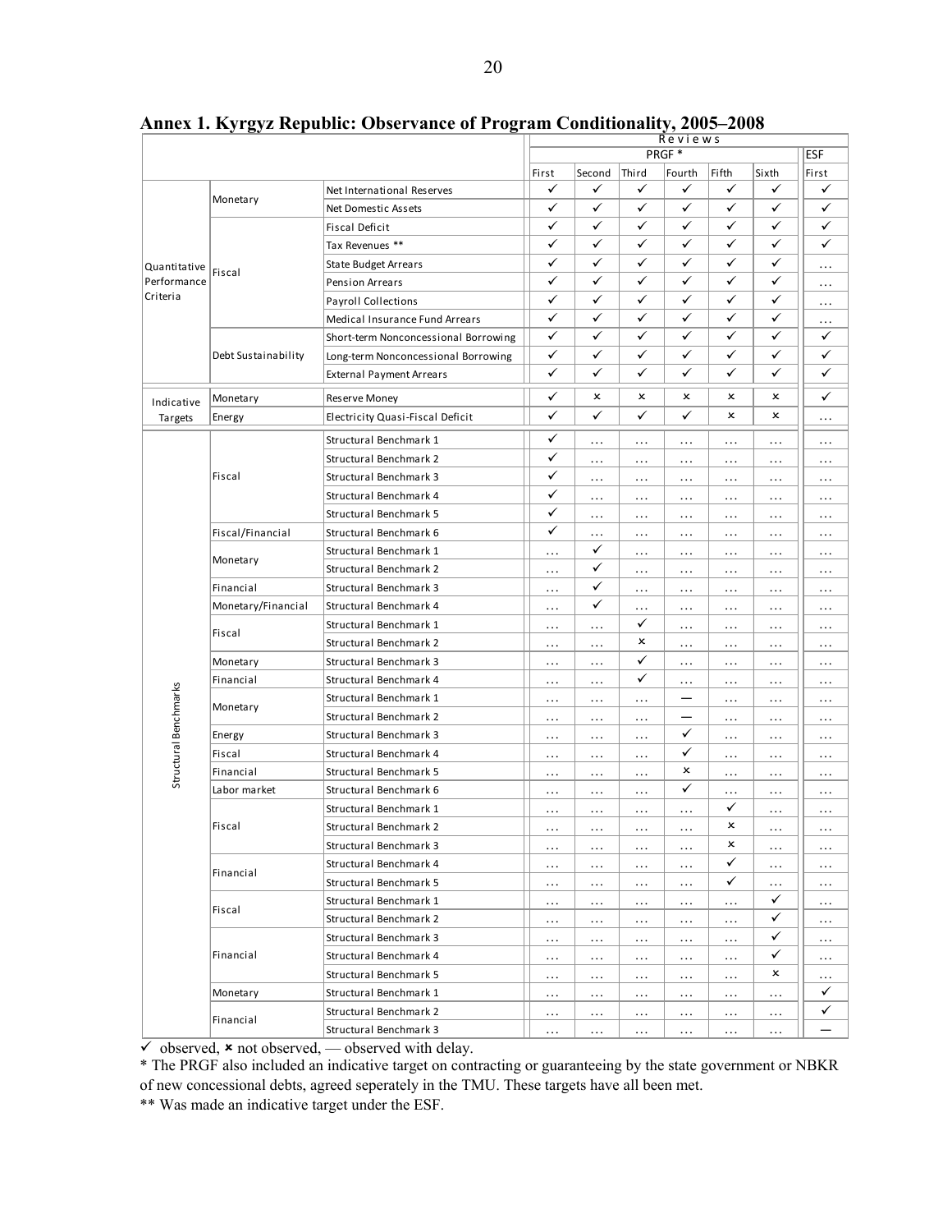## Annex 1. Kyrgyz Republic: Observance of Program Conditionality, 2005–2008

| | | | Reviews | | | | | | |
|---|---|---|---|---|---|---|---|---|---|
| | | | PRGF * | | | | | | ESF |
| | | | First | Second | Third | Fourth | Fifth | Sixth | First |
| Quantitative Performance Criteria | Monetary | Net International Reserves | ✓ | ✓ | ✓ | ✓ | ✓ | ✓ | ✓ |
| | | Net Domestic Assets | ✓ | ✓ | ✓ | ✓ | ✓ | ✓ | ✓ |
| | Fiscal | Fiscal Deficit | ✓ | ✓ | ✓ | ✓ | ✓ | ✓ | ✓ |
| | | Tax Revenues ** | ✓ | ✓ | ✓ | ✓ | ✓ | ✓ | ✓ |
| | | State Budget Arrears | ✓ | ✓ | ✓ | ✓ | ✓ | ✓ | … |
| | | Pension Arrears | ✓ | ✓ | ✓ | ✓ | ✓ | ✓ | … |
| | | Payroll Collections | ✓ | ✓ | ✓ | ✓ | ✓ | ✓ | … |
| | | Medical Insurance Fund Arrears | ✓ | ✓ | ✓ | ✓ | ✓ | ✓ | … |
| | Debt Sustainability | Short-term Nonconcessional Borrowing | ✓ | ✓ | ✓ | ✓ | ✓ | ✓ | ✓ |
| | | Long-term Nonconcessional Borrowing | ✓ | ✓ | ✓ | ✓ | ✓ | ✓ | ✓ |
| | | External Payment Arrears | ✓ | ✓ | ✓ | ✓ | ✓ | ✓ | ✓ |
| Indicative Targets | Monetary | Reserve Money | ✓ | × | × | × | × | × | ✓ |
| | Energy | Electricity Quasi-Fiscal Deficit | ✓ | ✓ | ✓ | ✓ | × | × | … |
| Structural Benchmarks | Fiscal | Structural Benchmark 1 | ✓ | … | … | … | … | … | … |
| | | Structural Benchmark 2 | ✓ | … | … | … | … | … | … |
| | | Structural Benchmark 3 | ✓ | … | … | … | … | … | … |
| | | Structural Benchmark 4 | ✓ | … | … | … | … | … | … |
| | | Structural Benchmark 5 | ✓ | … | … | … | … | … | … |
| | Fiscal/Financial | Structural Benchmark 6 | ✓ | … | … | … | … | … | … |
| | Monetary | Structural Benchmark 1 | … | ✓ | … | … | … | … | … |
| | | Structural Benchmark 2 | … | ✓ | … | … | … | … | … |
| | Financial | Structural Benchmark 3 | … | ✓ | … | … | … | … | … |
| | Monetary/Financial | Structural Benchmark 4 | … | ✓ | … | … | … | … | … |
| | Fiscal | Structural Benchmark 1 | … | … | ✓ | … | … | … | … |
| | | Structural Benchmark 2 | … | … | × | … | … | … | … |
| | Monetary | Structural Benchmark 3 | … | … | ✓ | … | … | … | … |
| | Financial | Structural Benchmark 4 | … | … | ✓ | … | … | … | … |
| | Monetary | Structural Benchmark 1 | … | … | … | — | … | … | … |
| | | Structural Benchmark 2 | … | … | … | — | … | … | … |
| | Energy | Structural Benchmark 3 | … | … | … | ✓ | … | … | … |
| | Fiscal | Structural Benchmark 4 | … | … | … | ✓ | … | … | … |
| | Financial | Structural Benchmark 5 | … | … | … | × | … | … | … |
| | Labor market | Structural Benchmark 6 | … | … | … | ✓ | … | … | … |
| | Fiscal | Structural Benchmark 1 | … | … | … | … | ✓ | … | … |
| | | Structural Benchmark 2 | … | … | … | … | × | … | … |
| | | Structural Benchmark 3 | … | … | … | … | × | … | … |
| | Financial | Structural Benchmark 4 | … | … | … | … | ✓ | … | … |
| | | Structural Benchmark 5 | … | … | … | … | ✓ | … | … |
| | Fiscal | Structural Benchmark 1 | … | … | … | … | … | ✓ | … |
| | | Structural Benchmark 2 | … | … | … | … | … | ✓ | … |
| | Financial | Structural Benchmark 3 | … | … | … | … | … | ✓ | … |
| | | Structural Benchmark 4 | … | … | … | … | … | ✓ | … |
| | | Structural Benchmark 5 | … | … | … | … | … | × | … |
| | Monetary | Structural Benchmark 1 | … | … | … | … | … | … | ✓ |
| | Financial | Structural Benchmark 2 | … | … | … | … | … | … | ✓ |
| | | Structural Benchmark 3 | … | … | … | … | … | … | — |

✓ observed, × not observed, — observed with delay.

\* The PRGF also included an indicative target on contracting or guaranteeing by the state government or NBKR of new concessional debts, agreed seperately in the TMU. These targets have all been met.

\** Was made an indicative target under the ESF.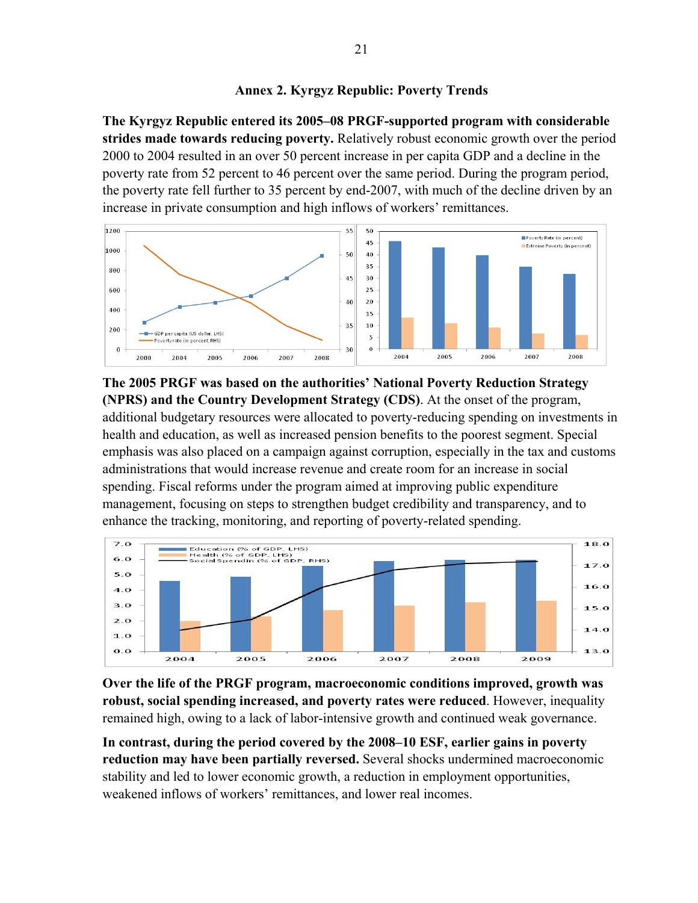## Annex 2. Kyrgyz Republic: Poverty Trends

**The Kyrgyz Republic entered its 2005–08 PRGF-supported program with considerable strides made towards reducing poverty.** Relatively robust economic growth over the period 2000 to 2004 resulted in an over 50 percent increase in per capita GDP and a decline in the poverty rate from 52 percent to 46 percent over the same period. During the program period, the poverty rate fell further to 35 percent by end-2007, with much of the decline driven by an increase in private consumption and high inflows of workers' remittances.

**The 2005 PRGF was based on the authorities' National Poverty Reduction Strategy (NPRS) and the Country Development Strategy (CDS)**. At the onset of the program, additional budgetary resources were allocated to poverty-reducing spending on investments in health and education, as well as increased pension benefits to the poorest segment. Special emphasis was also placed on a campaign against corruption, especially in the tax and customs administrations that would increase revenue and create room for an increase in social spending. Fiscal reforms under the program aimed at improving public expenditure management, focusing on steps to strengthen budget credibility and transparency, and to enhance the tracking, monitoring, and reporting of poverty-related spending.

**Over the life of the PRGF program, macroeconomic conditions improved, growth was robust, social spending increased, and poverty rates were reduced**. However, inequality remained high, owing to a lack of labor-intensive growth and continued weak governance.

**In contrast, during the period covered by the 2008–10 ESF, earlier gains in poverty reduction may have been partially reversed.** Several shocks undermined macroeconomic stability and led to lower economic growth, a reduction in employment opportunities, weakened inflows of workers' remittances, and lower real incomes.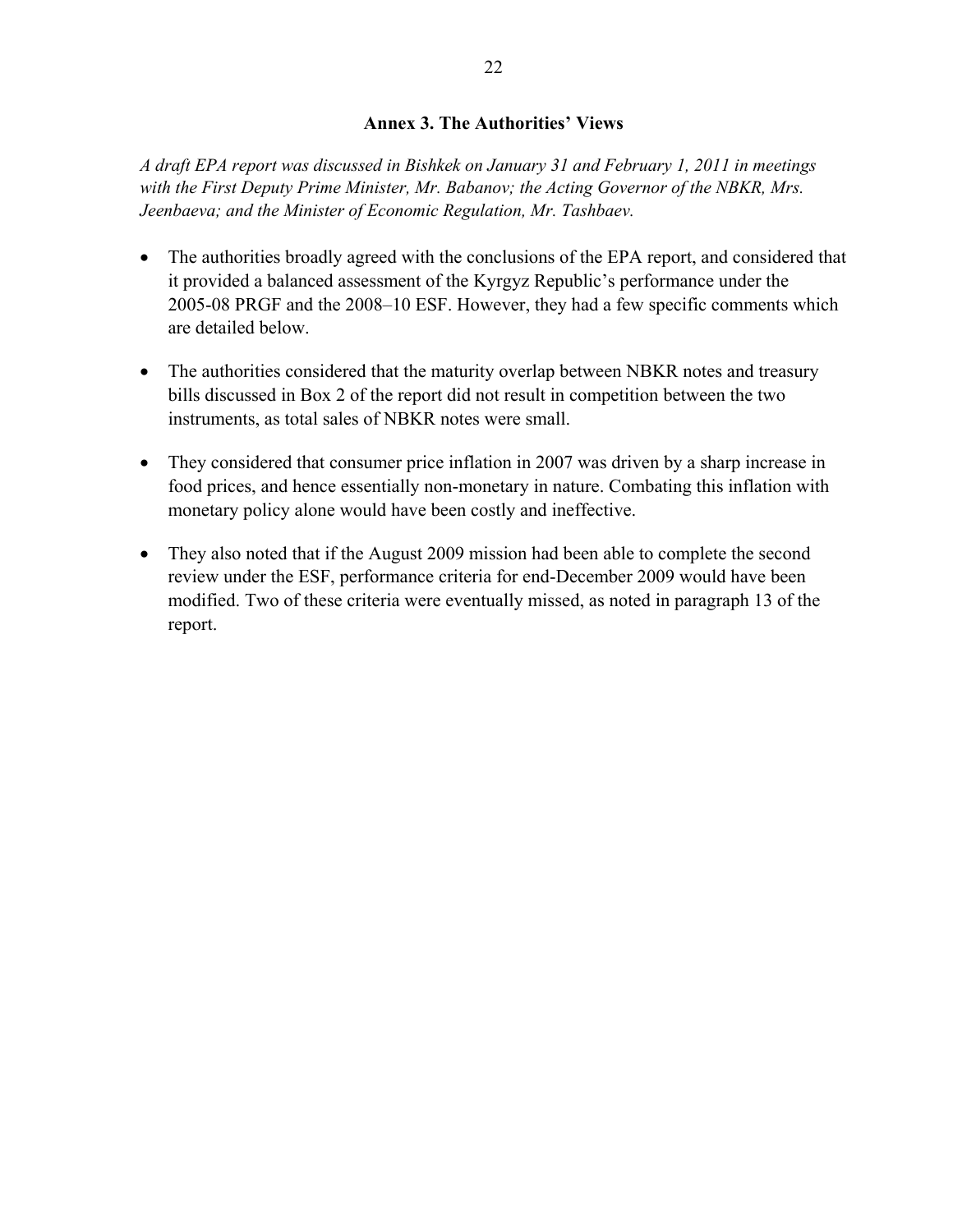## Annex 3. The Authorities' Views

*A draft EPA report was discussed in Bishkek on January 31 and February 1, 2011 in meetings with the First Deputy Prime Minister, Mr. Babanov; the Acting Governor of the NBKR, Mrs. Jeenbaeva; and the Minister of Economic Regulation, Mr. Tashbaev.*

- The authorities broadly agreed with the conclusions of the EPA report, and considered that it provided a balanced assessment of the Kyrgyz Republic's performance under the 2005-08 PRGF and the 2008–10 ESF. However, they had a few specific comments which are detailed below.

- The authorities considered that the maturity overlap between NBKR notes and treasury bills discussed in Box 2 of the report did not result in competition between the two instruments, as total sales of NBKR notes were small.

- They considered that consumer price inflation in 2007 was driven by a sharp increase in food prices, and hence essentially non-monetary in nature. Combating this inflation with monetary policy alone would have been costly and ineffective.

- They also noted that if the August 2009 mission had been able to complete the second review under the ESF, performance criteria for end-December 2009 would have been modified. Two of these criteria were eventually missed, as noted in paragraph 13 of the report.